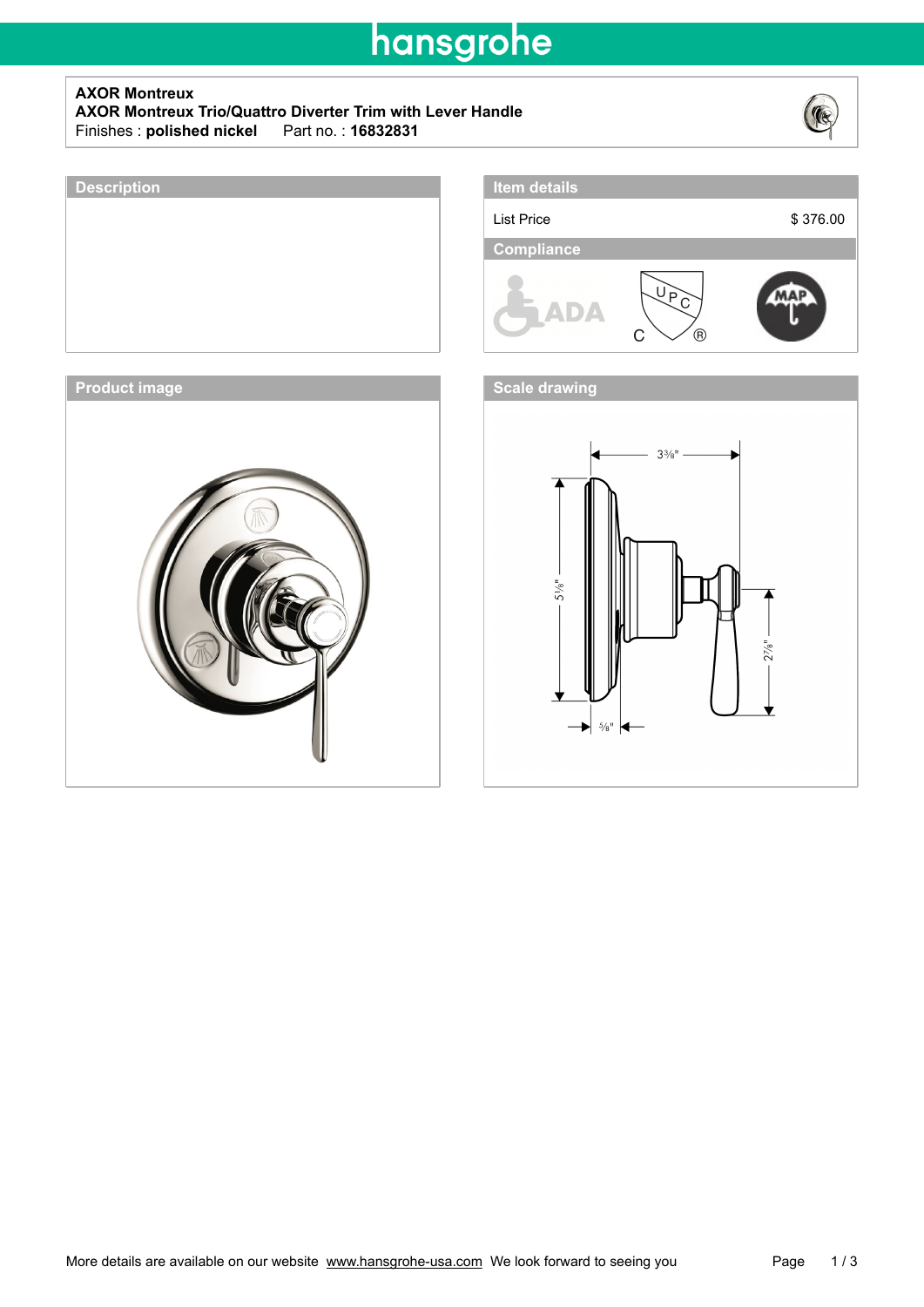hansgrohe

**AXOR Montreux**
**AXOR Montreux Trio/Quattro Diverter Trim with Lever Handle**
Finishes : **polished nickel** Part no. : **16832831**

## Description

## Item details

| List Price | $ 376.00 |
|---|---|

## Compliance

ADA

UPC

MAP

## Product image

## Scale drawing

3⅜"

5⅛"

2⅞"

⅝"

More details are available on our website www.hansgrohe-usa.com We look forward to seeing you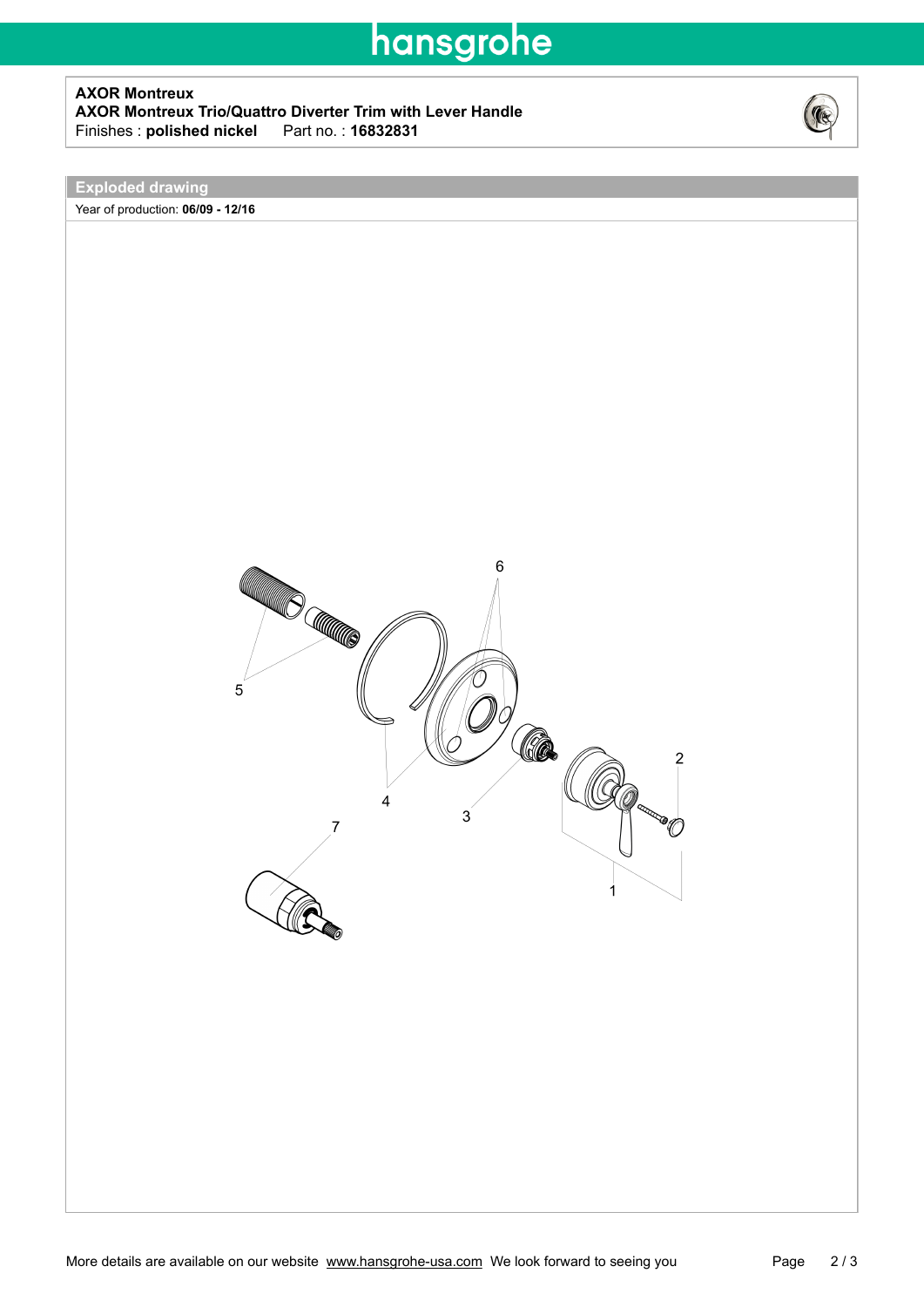**AXOR Montreux**
**AXOR Montreux Trio/Quattro Diverter Trim with Lever Handle**
Finishes : **polished nickel** Part no. : **16832831**

## Exploded drawing

Year of production: **06/09 - 12/16**

6

5

2

4

3

7

1

More details are available on our website www.hansgrohe-usa.com We look forward to seeing you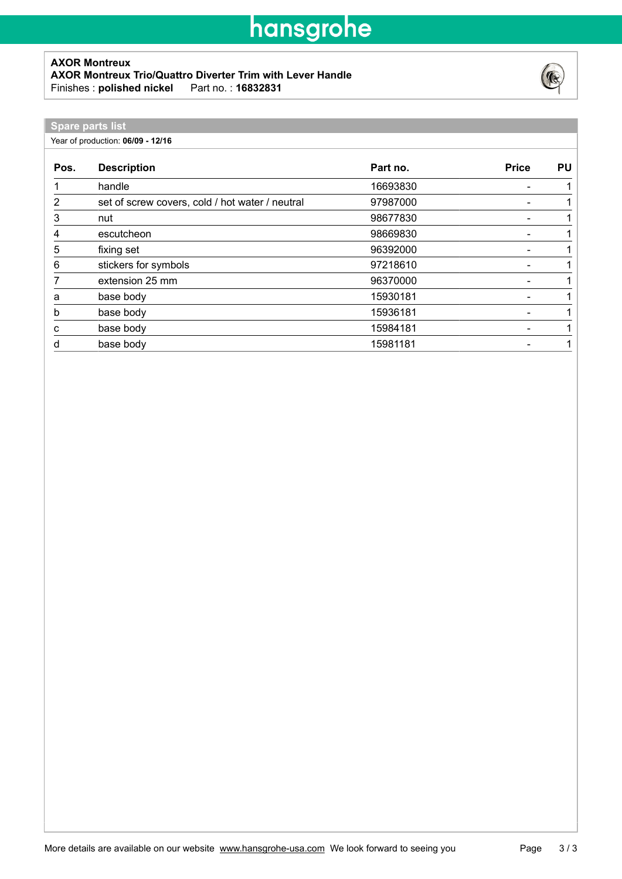**AXOR Montreux**
**AXOR Montreux Trio/Quattro Diverter Trim with Lever Handle**
Finishes : **polished nickel** Part no. : **16832831**

## Spare parts list

Year of production: **06/09 - 12/16**

| Pos. | Description | Part no. | Price | PU |
|---|---|---|---|---|
| 1 | handle | 16693830 | - | 1 |
| 2 | set of screw covers, cold / hot water / neutral | 97987000 | - | 1 |
| 3 | nut | 98677830 | - | 1 |
| 4 | escutcheon | 98669830 | - | 1 |
| 5 | fixing set | 96392000 | - | 1 |
| 6 | stickers for symbols | 97218610 | - | 1 |
| 7 | extension 25 mm | 96370000 | - | 1 |
| a | base body | 15930181 | - | 1 |
| b | base body | 15936181 | - | 1 |
| c | base body | 15984181 | - | 1 |
| d | base body | 15981181 | - | 1 |

More details are available on our website www.hansgrohe-usa.com We look forward to seeing you